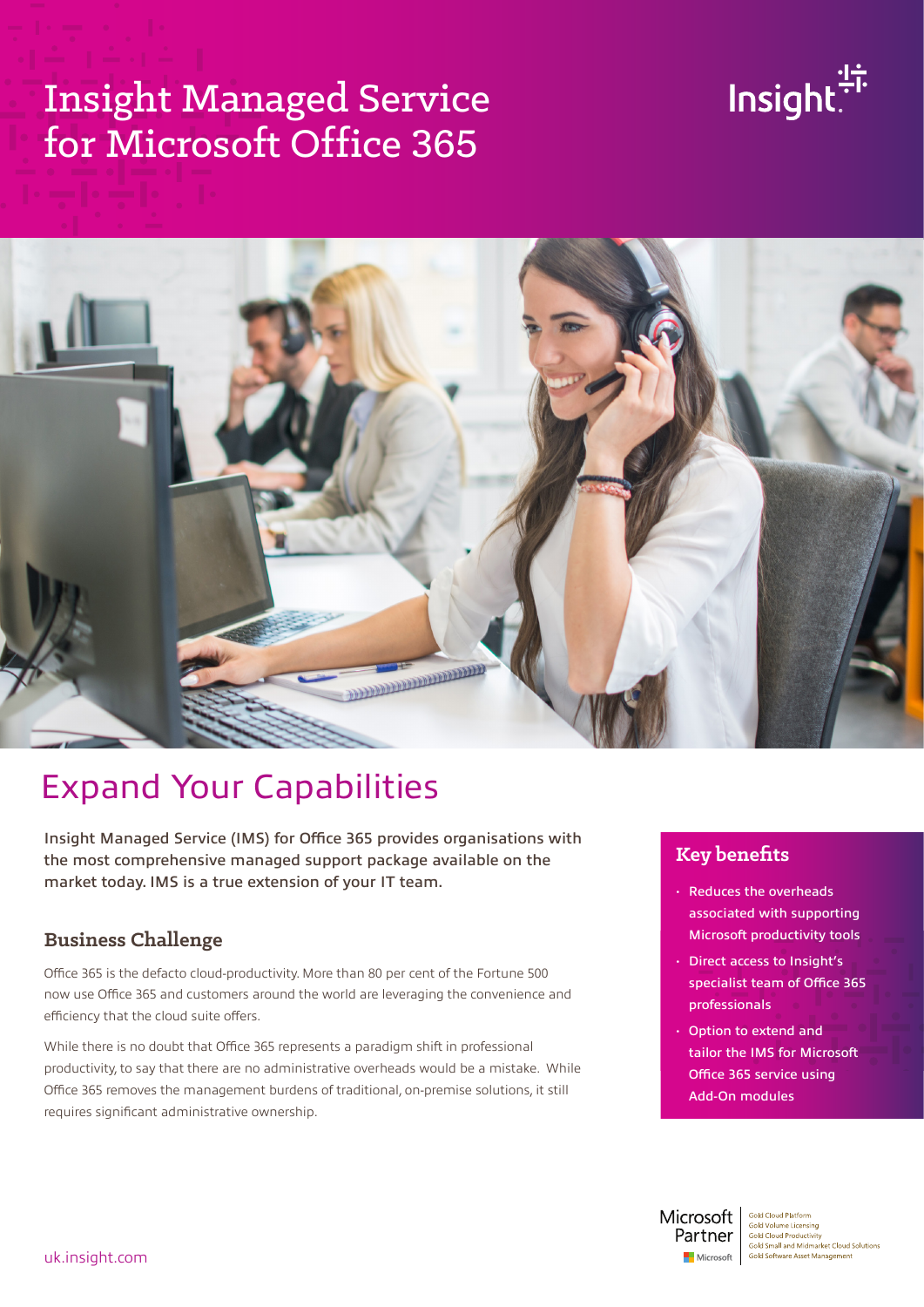# Insight Managed Service for Microsoft Office 365

Insight.

## Expand Your Capabilities

Insight Managed Service (IMS) for Office 365 provides organisations with the most comprehensive managed support package available on the market today. IMS is a true extension of your IT team.

### Business Challenge

Office 365 is the defacto cloud-productivity. More than 80 per cent of the Fortune 500 now use Office 365 and customers around the world are leveraging the convenience and efficiency that the cloud suite offers.

While there is no doubt that Office 365 represents a paradigm shift in professional productivity, to say that there are no administrative overheads would be a mistake. While Office 365 removes the management burdens of traditional, on-premise solutions, it still requires significant administrative ownership.

### Key benefits

- Reduces the overheads associated with supporting Microsoft productivity tools
- Direct access to Insight's specialist team of Office 365 professionals
- Option to extend and tailor the IMS for Microsoft Office 365 service using Add-On modules

Microsoft Partner

Gold Cloud Platform
Gold Volume Licensing
Gold Cloud Productivity
Gold Small and Midmarket Cloud Solutions
Gold Software Asset Management

uk.insight.com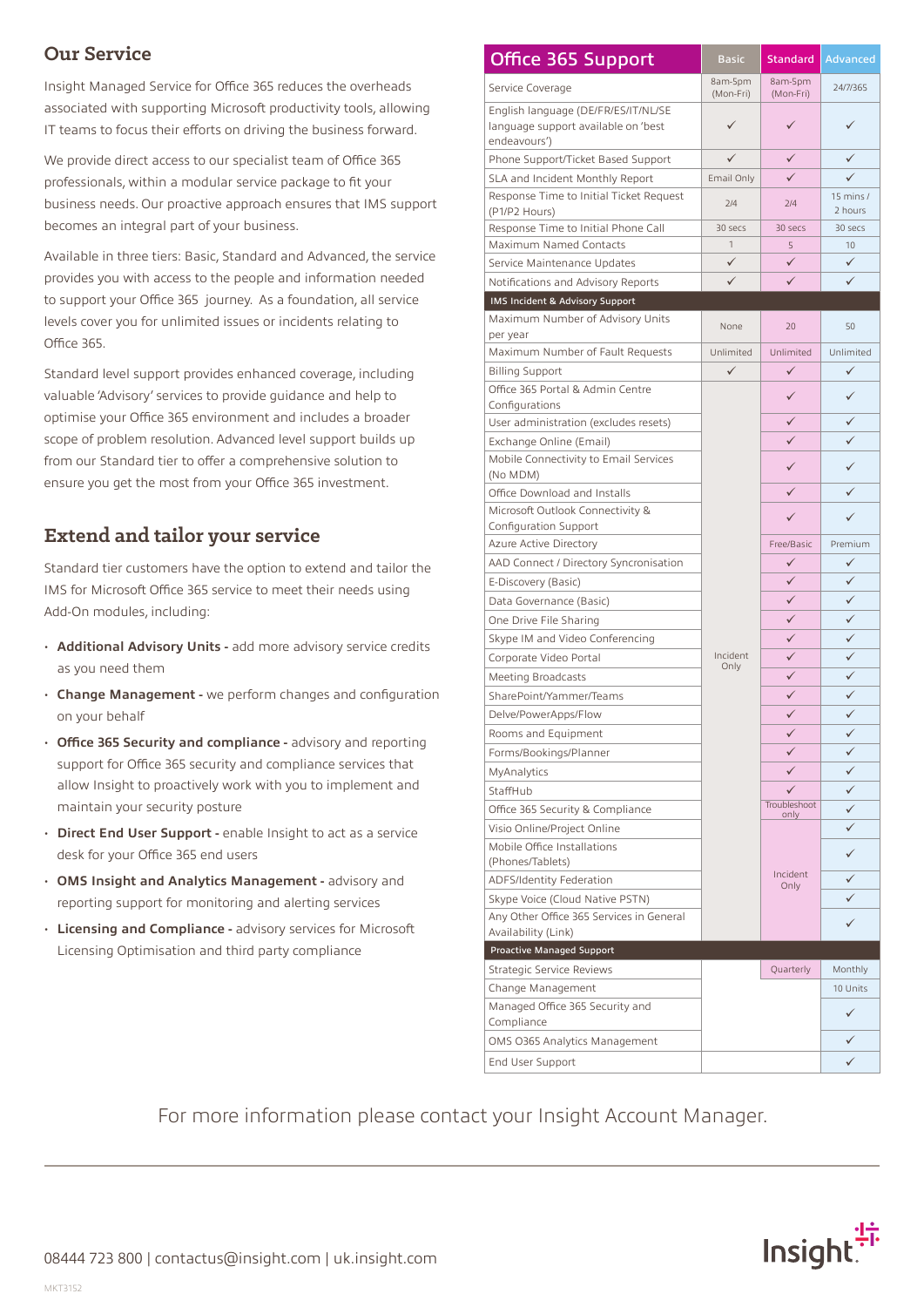## Our Service

Insight Managed Service for Office 365 reduces the overheads associated with supporting Microsoft productivity tools, allowing IT teams to focus their efforts on driving the business forward.

We provide direct access to our specialist team of Office 365 professionals, within a modular service package to fit your business needs. Our proactive approach ensures that IMS support becomes an integral part of your business.

Available in three tiers: Basic, Standard and Advanced, the service provides you with access to the people and information needed to support your Office 365 journey. As a foundation, all service levels cover you for unlimited issues or incidents relating to Office 365.

Standard level support provides enhanced coverage, including valuable 'Advisory' services to provide guidance and help to optimise your Office 365 environment and includes a broader scope of problem resolution. Advanced level support builds up from our Standard tier to offer a comprehensive solution to ensure you get the most from your Office 365 investment.

## Extend and tailor your service

Standard tier customers have the option to extend and tailor the IMS for Microsoft Office 365 service to meet their needs using Add-On modules, including:

- **Additional Advisory Units -** add more advisory service credits as you need them
- **Change Management -** we perform changes and configuration on your behalf
- **Office 365 Security and compliance -** advisory and reporting support for Office 365 security and compliance services that allow Insight to proactively work with you to implement and maintain your security posture
- **Direct End User Support -** enable Insight to act as a service desk for your Office 365 end users
- **OMS Insight and Analytics Management -** advisory and reporting support for monitoring and alerting services
- **Licensing and Compliance -** advisory services for Microsoft Licensing Optimisation and third party compliance

| Office 365 Support | Basic | Standard | Advanced |
|---|---|---|---|
| Service Coverage | 8am-5pm (Mon-Fri) | 8am-5pm (Mon-Fri) | 24/7/365 |
| English language (DE/FR/ES/IT/NL/SE language support available on 'best endeavours') | ✓ | ✓ | ✓ |
| Phone Support/Ticket Based Support | ✓ | ✓ | ✓ |
| SLA and Incident Monthly Report | Email Only | ✓ | ✓ |
| Response Time to Initial Ticket Request (P1/P2 Hours) | 2/4 | 2/4 | 15 mins / 2 hours |
| Response Time to Initial Phone Call | 30 secs | 30 secs | 30 secs |
| Maximum Named Contacts | 1 | 5 | 10 |
| Service Maintenance Updates | ✓ | ✓ | ✓ |
| Notifications and Advisory Reports | ✓ | ✓ | ✓ |
| **IMS Incident & Advisory Support** | | | |
| Maximum Number of Advisory Units per year | None | 20 | 50 |
| Maximum Number of Fault Requests | Unlimited | Unlimited | Unlimited |
| Billing Support | ✓ | ✓ | ✓ |
| Office 365 Portal & Admin Centre Configurations | Incident Only | ✓ | ✓ |
| User administration (excludes resets) | Incident Only | ✓ | ✓ |
| Exchange Online (Email) | Incident Only | ✓ | ✓ |
| Mobile Connectivity to Email Services (No MDM) | Incident Only | ✓ | ✓ |
| Office Download and Installs | Incident Only | ✓ | ✓ |
| Microsoft Outlook Connectivity & Configuration Support | Incident Only | ✓ | ✓ |
| Azure Active Directory | Incident Only | Free/Basic | Premium |
| AAD Connect / Directory Syncronisation | Incident Only | ✓ | ✓ |
| E-Discovery (Basic) | Incident Only | ✓ | ✓ |
| Data Governance (Basic) | Incident Only | ✓ | ✓ |
| One Drive File Sharing | Incident Only | ✓ | ✓ |
| Skype IM and Video Conferencing | Incident Only | ✓ | ✓ |
| Corporate Video Portal | Incident Only | ✓ | ✓ |
| Meeting Broadcasts | Incident Only | ✓ | ✓ |
| SharePoint/Yammer/Teams | Incident Only | ✓ | ✓ |
| Delve/PowerApps/Flow | Incident Only | ✓ | ✓ |
| Rooms and Equipment | Incident Only | ✓ | ✓ |
| Forms/Bookings/Planner | Incident Only | ✓ | ✓ |
| MyAnalytics | Incident Only | ✓ | ✓ |
| StaffHub | Incident Only | ✓ | ✓ |
| Office 365 Security & Compliance | Incident Only | Troubleshoot only | ✓ |
| Visio Online/Project Online | Incident Only | Incident Only | ✓ |
| Mobile Office Installations (Phones/Tablets) | Incident Only | Incident Only | ✓ |
| ADFS/Identity Federation | Incident Only | Incident Only | ✓ |
| Skype Voice (Cloud Native PSTN) | Incident Only | Incident Only | ✓ |
| Any Other Office 365 Services in General Availability (Link) | Incident Only | Incident Only | ✓ |
| **Proactive Managed Support** | | | |
| Strategic Service Reviews | | Quarterly | Monthly |
| Change Management | | | 10 Units |
| Managed Office 365 Security and Compliance | | | ✓ |
| OMS O365 Analytics Management | | | ✓ |
| End User Support | | | ✓ |

For more information please contact your Insight Account Manager.

08444 723 800 | contactus@insight.com | uk.insight.com

MKT3152